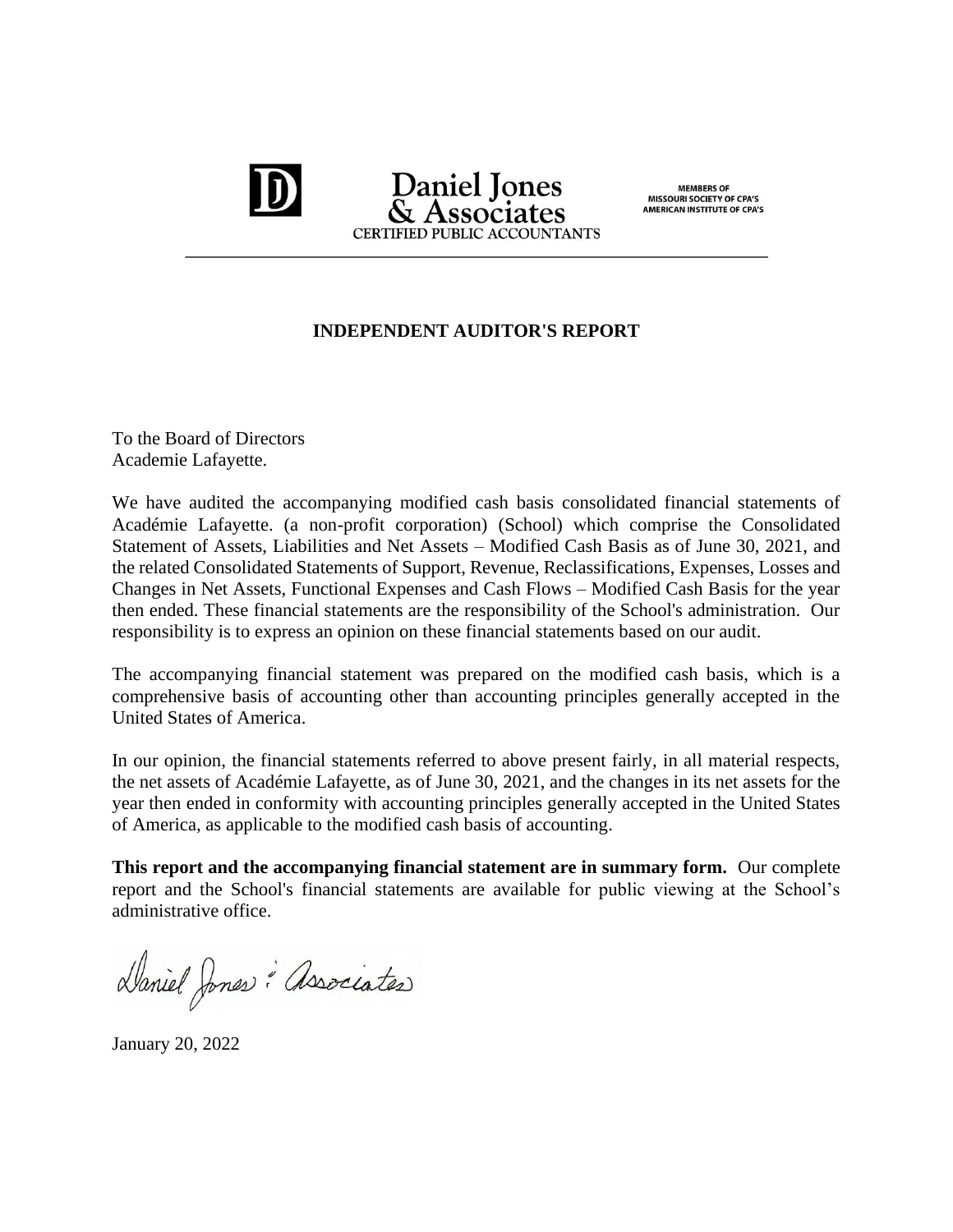**Daniel Jones & Associates**
CERTIFIED PUBLIC ACCOUNTANTS

MEMBERS OF
MISSOURI SOCIETY OF CPA'S
AMERICAN INSTITUTE OF CPA'S

# INDEPENDENT AUDITOR'S REPORT

To the Board of Directors
Academie Lafayette.

We have audited the accompanying modified cash basis consolidated financial statements of Académie Lafayette. (a non-profit corporation) (School) which comprise the Consolidated Statement of Assets, Liabilities and Net Assets – Modified Cash Basis as of June 30, 2021, and the related Consolidated Statements of Support, Revenue, Reclassifications, Expenses, Losses and Changes in Net Assets, Functional Expenses and Cash Flows – Modified Cash Basis for the year then ended. These financial statements are the responsibility of the School's administration. Our responsibility is to express an opinion on these financial statements based on our audit.

The accompanying financial statement was prepared on the modified cash basis, which is a comprehensive basis of accounting other than accounting principles generally accepted in the United States of America.

In our opinion, the financial statements referred to above present fairly, in all material respects, the net assets of Académie Lafayette, as of June 30, 2021, and the changes in its net assets for the year then ended in conformity with accounting principles generally accepted in the United States of America, as applicable to the modified cash basis of accounting.

**This report and the accompanying financial statement are in summary form.** Our complete report and the School's financial statements are available for public viewing at the School's administrative office.

Daniel Jones & Associates

January 20, 2022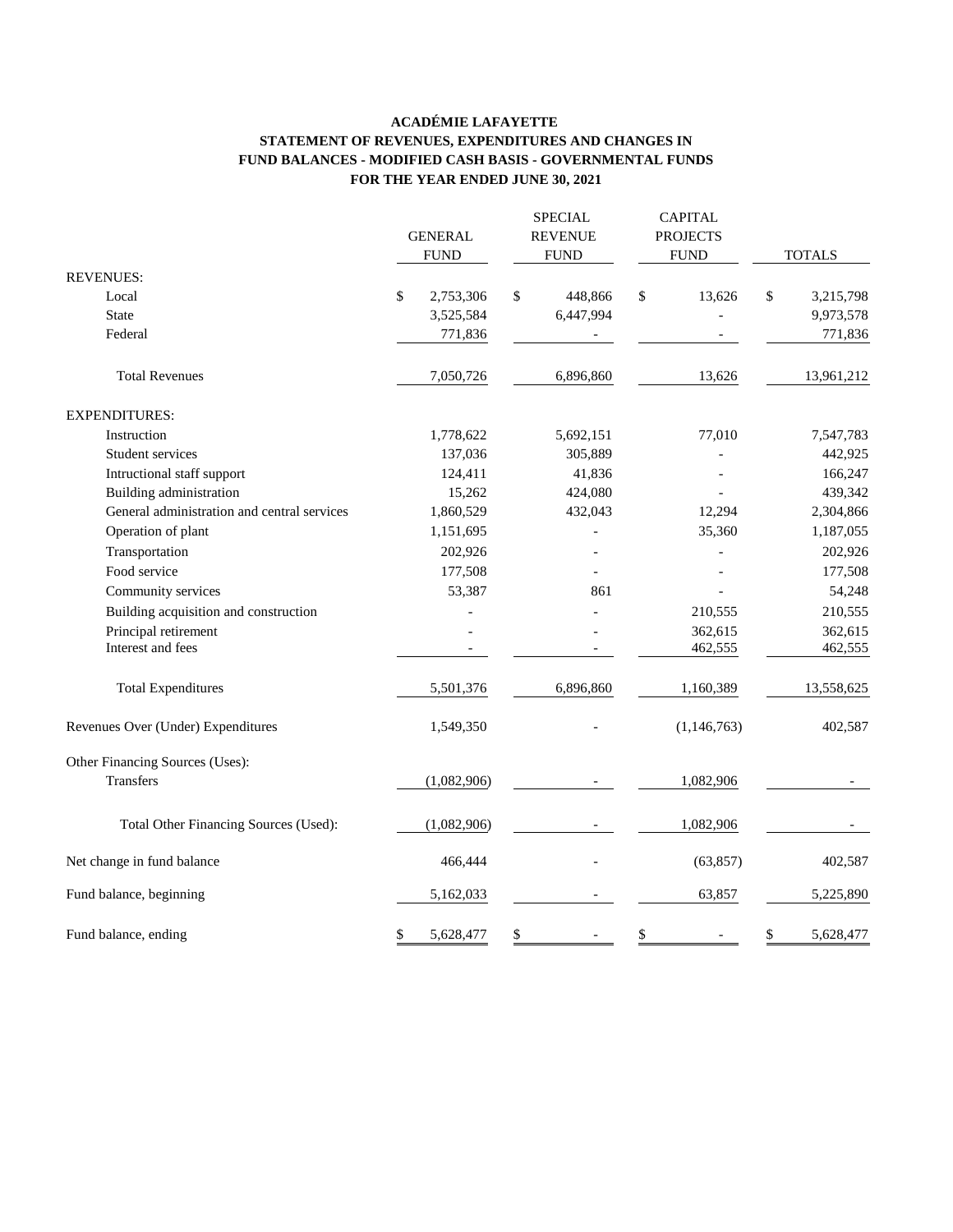**ACADÉMIE LAFAYETTE**
**STATEMENT OF REVENUES, EXPENDITURES AND CHANGES IN FUND BALANCES - MODIFIED CASH BASIS - GOVERNMENTAL FUNDS**
**FOR THE YEAR ENDED JUNE 30, 2021**

| | GENERAL FUND | SPECIAL REVENUE FUND | CAPITAL PROJECTS FUND | TOTALS |
|---|---|---|---|---|
| REVENUES: | | | | |
| Local | $ 2,753,306 | $ 448,866 | $ 13,626 | $ 3,215,798 |
| State | 3,525,584 | 6,447,994 | - | 9,973,578 |
| Federal | 771,836 | - | - | 771,836 |
| Total Revenues | 7,050,726 | 6,896,860 | 13,626 | 13,961,212 |
| EXPENDITURES: | | | | |
| Instruction | 1,778,622 | 5,692,151 | 77,010 | 7,547,783 |
| Student services | 137,036 | 305,889 | - | 442,925 |
| Intructional staff support | 124,411 | 41,836 | - | 166,247 |
| Building administration | 15,262 | 424,080 | - | 439,342 |
| General administration and central services | 1,860,529 | 432,043 | 12,294 | 2,304,866 |
| Operation of plant | 1,151,695 | - | 35,360 | 1,187,055 |
| Transportation | 202,926 | - | - | 202,926 |
| Food service | 177,508 | - | - | 177,508 |
| Community services | 53,387 | 861 | - | 54,248 |
| Building acquisition and construction | - | - | 210,555 | 210,555 |
| Principal retirement | - | - | 362,615 | 362,615 |
| Interest and fees | - | - | 462,555 | 462,555 |
| Total Expenditures | 5,501,376 | 6,896,860 | 1,160,389 | 13,558,625 |
| Revenues Over (Under) Expenditures | 1,549,350 | - | (1,146,763) | 402,587 |
| Other Financing Sources (Uses): | | | | |
| Transfers | (1,082,906) | - | 1,082,906 | - |
| Total Other Financing Sources (Used): | (1,082,906) | - | 1,082,906 | - |
| Net change in fund balance | 466,444 | - | (63,857) | 402,587 |
| Fund balance, beginning | 5,162,033 | - | 63,857 | 5,225,890 |
| Fund balance, ending | $ 5,628,477 | $ - | $ - | $ 5,628,477 |